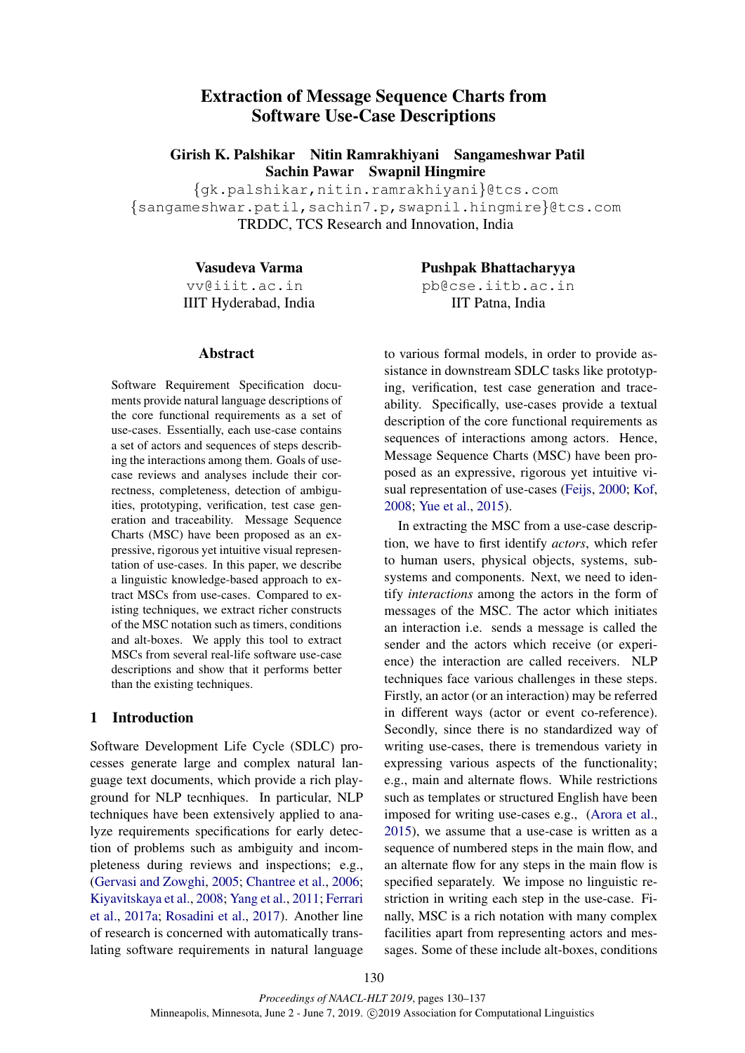# Extraction of Message Sequence Charts from Software Use-Case Descriptions

**Girish K. Palshikar  Nitin Ramrakhiyani  Sangameshwar Patil**
**Sachin Pawar  Swapnil Hingmire**
{gk.palshikar,nitin.ramrakhiyani}@tcs.com
{sangameshwar.patil,sachin7.p,swapnil.hingmire}@tcs.com
TRDDC, TCS Research and Innovation, India

**Vasudeva Varma**
vv@iiit.ac.in
IIIT Hyderabad, India

**Pushpak Bhattacharyya**
pb@cse.iitb.ac.in
IIT Patna, India

## Abstract

Software Requirement Specification documents provide natural language descriptions of the core functional requirements as a set of use-cases. Essentially, each use-case contains a set of actors and sequences of steps describing the interactions among them. Goals of use-case reviews and analyses include their correctness, completeness, detection of ambiguities, prototyping, verification, test case generation and traceability. Message Sequence Charts (MSC) have been proposed as an expressive, rigorous yet intuitive visual representation of use-cases. In this paper, we describe a linguistic knowledge-based approach to extract MSCs from use-cases. Compared to existing techniques, we extract richer constructs of the MSC notation such as timers, conditions and alt-boxes. We apply this tool to extract MSCs from several real-life software use-case descriptions and show that it performs better than the existing techniques.

## 1 Introduction

Software Development Life Cycle (SDLC) processes generate large and complex natural language text documents, which provide a rich playground for NLP tecnhiques. In particular, NLP techniques have been extensively applied to analyze requirements specifications for early detection of problems such as ambiguity and incompleteness during reviews and inspections; e.g., (Gervasi and Zowghi, 2005; Chantree et al., 2006; Kiyavitskaya et al., 2008; Yang et al., 2011; Ferrari et al., 2017a; Rosadini et al., 2017). Another line of research is concerned with automatically translating software requirements in natural language to various formal models, in order to provide assistance in downstream SDLC tasks like prototyping, verification, test case generation and traceability. Specifically, use-cases provide a textual description of the core functional requirements as sequences of interactions among actors. Hence, Message Sequence Charts (MSC) have been proposed as an expressive, rigorous yet intuitive visual representation of use-cases (Feijs, 2000; Kof, 2008; Yue et al., 2015).

In extracting the MSC from a use-case description, we have to first identify *actors*, which refer to human users, physical objects, systems, subsystems and components. Next, we need to identify *interactions* among the actors in the form of messages of the MSC. The actor which initiates an interaction i.e. sends a message is called the sender and the actors which receive (or experience) the interaction are called receivers. NLP techniques face various challenges in these steps. Firstly, an actor (or an interaction) may be referred in different ways (actor or event co-reference). Secondly, since there is no standardized way of writing use-cases, there is tremendous variety in expressing various aspects of the functionality; e.g., main and alternate flows. While restrictions such as templates or structured English have been imposed for writing use-cases e.g., (Arora et al., 2015), we assume that a use-case is written as a sequence of numbered steps in the main flow, and an alternate flow for any steps in the main flow is specified separately. We impose no linguistic restriction in writing each step in the use-case. Finally, MSC is a rich notation with many complex facilities apart from representing actors and messages. Some of these include alt-boxes, conditions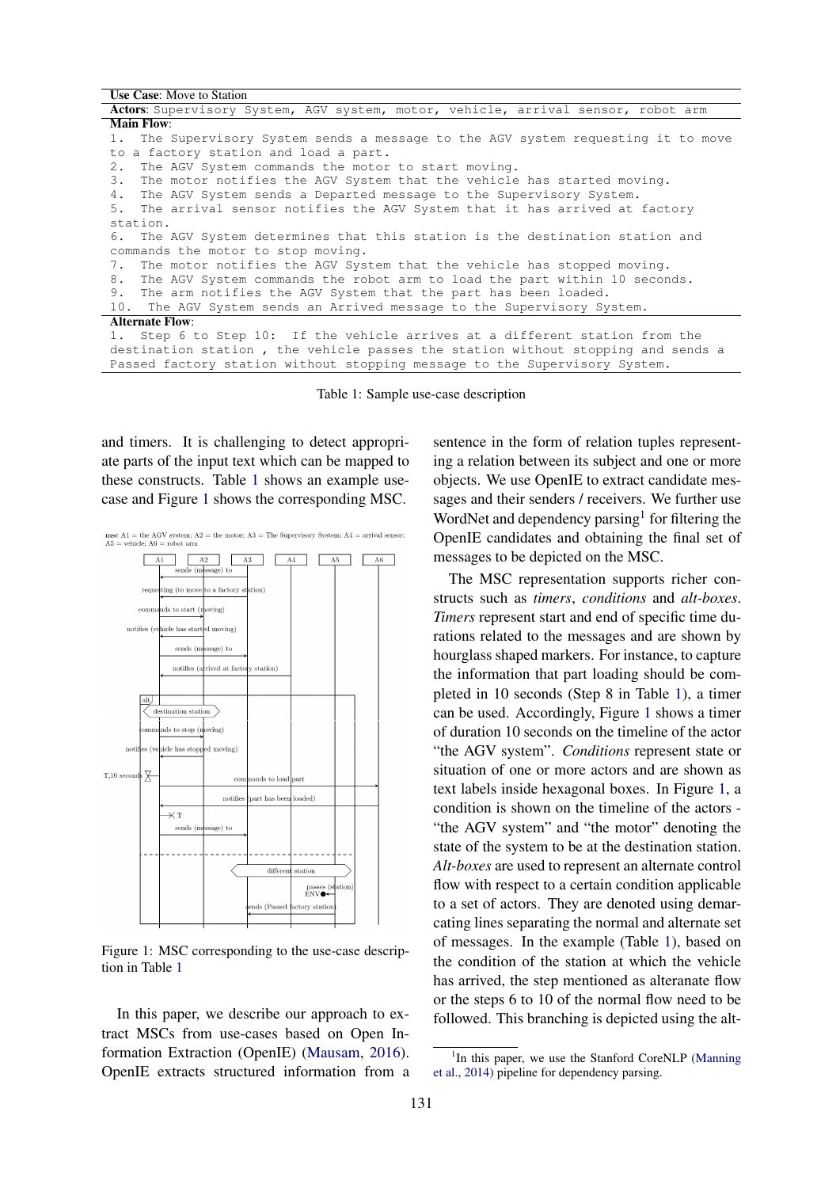| **Use Case**: Move to Station |
|---|
| **Actors**: Supervisory System, AGV system, motor, vehicle, arrival sensor, robot arm |
| **Main Flow**:<br>1. The Supervisory System sends a message to the AGV system requesting it to move to a factory station and load a part.<br>2. The AGV System commands the motor to start moving.<br>3. The motor notifies the AGV System that the vehicle has started moving.<br>4. The AGV System sends a Departed message to the Supervisory System.<br>5. The arrival sensor notifies the AGV System that it has arrived at factory station.<br>6. The AGV System determines that this station is the destination station and commands the motor to stop moving.<br>7. The motor notifies the AGV System that the vehicle has stopped moving.<br>8. The AGV System commands the robot arm to load the part within 10 seconds.<br>9. The arm notifies the AGV System that the part has been loaded.<br>10. The AGV System sends an Arrived message to the Supervisory System. |
| **Alternate Flow**:<br>1. Step 6 to Step 10: If the vehicle arrives at a different station from the destination station , the vehicle passes the station without stopping and sends a Passed factory station without stopping message to the Supervisory System. |

Table 1: Sample use-case description

and timers. It is challenging to detect appropriate parts of the input text which can be mapped to these constructs. Table 1 shows an example use-case and Figure 1 shows the corresponding MSC.

Figure 1: MSC corresponding to the use-case description in Table 1

In this paper, we describe our approach to extract MSCs from use-cases based on Open Information Extraction (OpenIE) (Mausam, 2016). OpenIE extracts structured information from a sentence in the form of relation tuples representing a relation between its subject and one or more objects. We use OpenIE to extract candidate messages and their senders / receivers. We further use WordNet and dependency parsing[1] for filtering the OpenIE candidates and obtaining the final set of messages to be depicted on the MSC.

The MSC representation supports richer constructs such as *timers*, *conditions* and *alt-boxes*. *Timers* represent start and end of specific time durations related to the messages and are shown by hourglass shaped markers. For instance, to capture the information that part loading should be completed in 10 seconds (Step 8 in Table 1), a timer can be used. Accordingly, Figure 1 shows a timer of duration 10 seconds on the timeline of the actor "the AGV system". *Conditions* represent state or situation of one or more actors and are shown as text labels inside hexagonal boxes. In Figure 1, a condition is shown on the timeline of the actors - "the AGV system" and "the motor" denoting the state of the system to be at the destination station. *Alt-boxes* are used to represent an alternate control flow with respect to a certain condition applicable to a set of actors. They are denoted using demarcating lines separating the normal and alternate set of messages. In the example (Table 1), based on the condition of the station at which the vehicle has arrived, the step mentioned as alteranate flow or the steps 6 to 10 of the normal flow need to be followed. This branching is depicted using the alt-

[1]In this paper, we use the Stanford CoreNLP (Manning et al., 2014) pipeline for dependency parsing.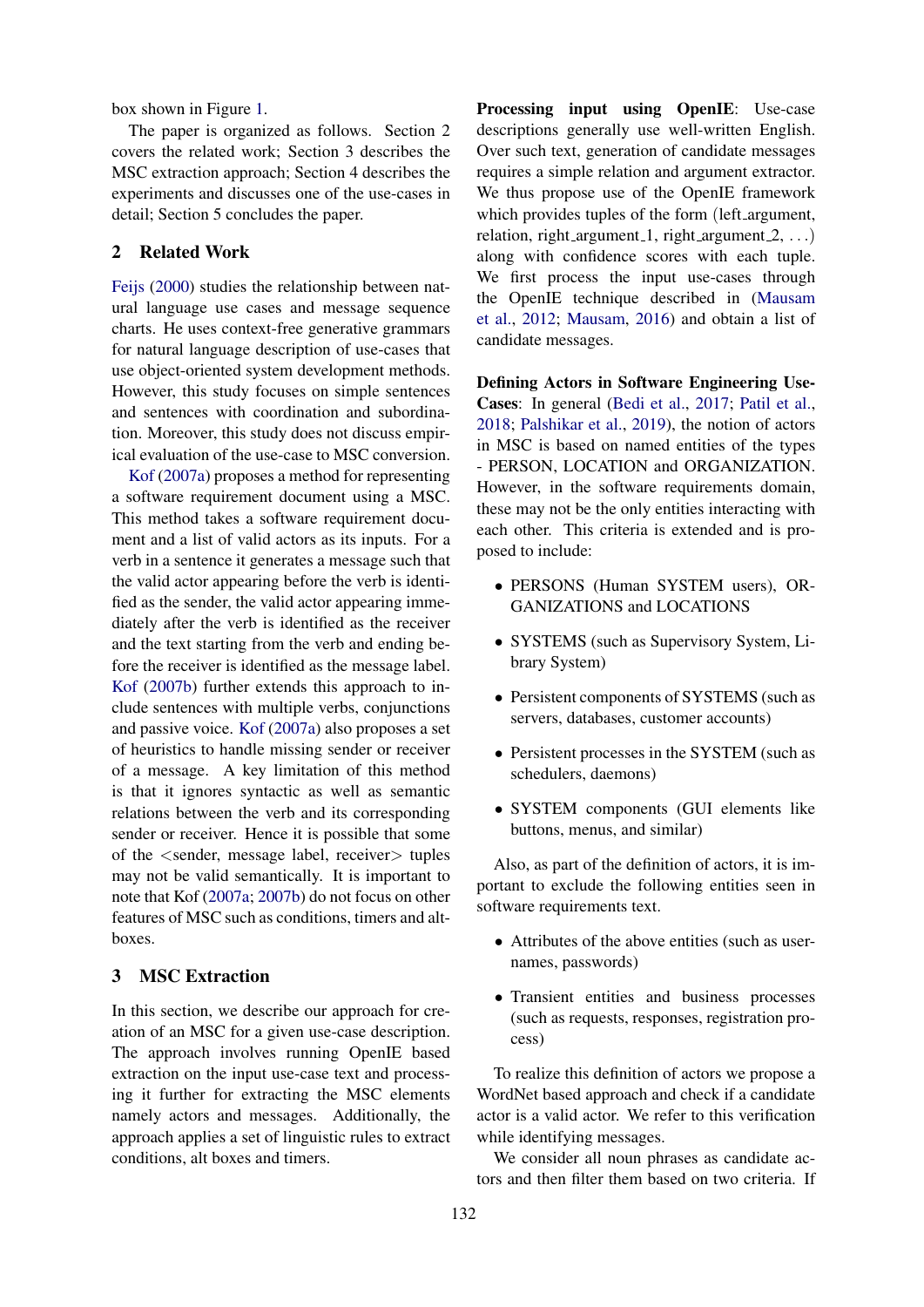box shown in Figure 1.

The paper is organized as follows. Section 2 covers the related work; Section 3 describes the MSC extraction approach; Section 4 describes the experiments and discusses one of the use-cases in detail; Section 5 concludes the paper.

## 2 Related Work

Feijs (2000) studies the relationship between natural language use cases and message sequence charts. He uses context-free generative grammars for natural language description of use-cases that use object-oriented system development methods. However, this study focuses on simple sentences and sentences with coordination and subordination. Moreover, this study does not discuss empirical evaluation of the use-case to MSC conversion.

Kof (2007a) proposes a method for representing a software requirement document using a MSC. This method takes a software requirement document and a list of valid actors as its inputs. For a verb in a sentence it generates a message such that the valid actor appearing before the verb is identified as the sender, the valid actor appearing immediately after the verb is identified as the receiver and the text starting from the verb and ending before the receiver is identified as the message label. Kof (2007b) further extends this approach to include sentences with multiple verbs, conjunctions and passive voice. Kof (2007a) also proposes a set of heuristics to handle missing sender or receiver of a message. A key limitation of this method is that it ignores syntactic as well as semantic relations between the verb and its corresponding sender or receiver. Hence it is possible that some of the <sender, message label, receiver> tuples may not be valid semantically. It is important to note that Kof (2007a; 2007b) do not focus on other features of MSC such as conditions, timers and alt-boxes.

## 3 MSC Extraction

In this section, we describe our approach for creation of an MSC for a given use-case description. The approach involves running OpenIE based extraction on the input use-case text and processing it further for extracting the MSC elements namely actors and messages. Additionally, the approach applies a set of linguistic rules to extract conditions, alt boxes and timers.

**Processing input using OpenIE**: Use-case descriptions generally use well-written English. Over such text, generation of candidate messages requires a simple relation and argument extractor. We thus propose use of the OpenIE framework which provides tuples of the form (left_argument, relation, right_argument_1, right_argument_2, ...) along with confidence scores with each tuple. We first process the input use-cases through the OpenIE technique described in (Mausam et al., 2012; Mausam, 2016) and obtain a list of candidate messages.

**Defining Actors in Software Engineering Use-Cases**: In general (Bedi et al., 2017; Patil et al., 2018; Palshikar et al., 2019), the notion of actors in MSC is based on named entities of the types - PERSON, LOCATION and ORGANIZATION. However, in the software requirements domain, these may not be the only entities interacting with each other. This criteria is extended and is proposed to include:

- PERSONS (Human SYSTEM users), ORGANIZATIONS and LOCATIONS
- SYSTEMS (such as Supervisory System, Library System)
- Persistent components of SYSTEMS (such as servers, databases, customer accounts)
- Persistent processes in the SYSTEM (such as schedulers, daemons)
- SYSTEM components (GUI elements like buttons, menus, and similar)

Also, as part of the definition of actors, it is important to exclude the following entities seen in software requirements text.

- Attributes of the above entities (such as usernames, passwords)
- Transient entities and business processes (such as requests, responses, registration process)

To realize this definition of actors we propose a WordNet based approach and check if a candidate actor is a valid actor. We refer to this verification while identifying messages.

We consider all noun phrases as candidate actors and then filter them based on two criteria. If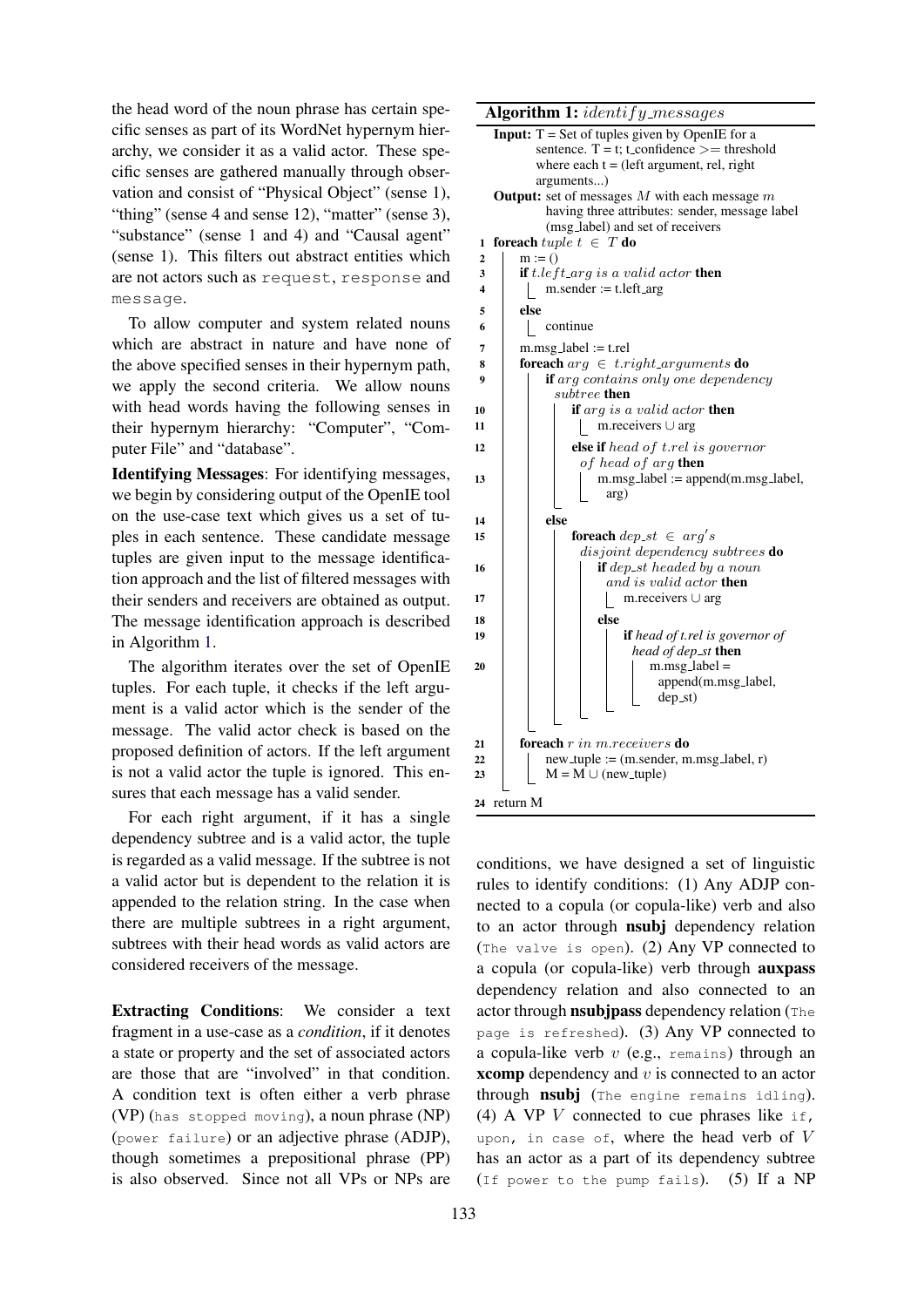the head word of the noun phrase has certain specific senses as part of its WordNet hypernym hierarchy, we consider it as a valid actor. These specific senses are gathered manually through observation and consist of "Physical Object" (sense 1), "thing" (sense 4 and sense 12), "matter" (sense 3), "substance" (sense 1 and 4) and "Causal agent" (sense 1). This filters out abstract entities which are not actors such as `request`, `response` and `message`.

To allow computer and system related nouns which are abstract in nature and have none of the above specified senses in their hypernym path, we apply the second criteria. We allow nouns with head words having the following senses in their hypernym hierarchy: "Computer", "Computer File" and "database".

**Identifying Messages**: For identifying messages, we begin by considering output of the OpenIE tool on the use-case text which gives us a set of tuples in each sentence. These candidate message tuples are given input to the message identification approach and the list of filtered messages with their senders and receivers are obtained as output. The message identification approach is described in Algorithm 1.

The algorithm iterates over the set of OpenIE tuples. For each tuple, it checks if the left argument is a valid actor which is the sender of the message. The valid actor check is based on the proposed definition of actors. If the left argument is not a valid actor the tuple is ignored. This ensures that each message has a valid sender.

For each right argument, if it has a single dependency subtree and is a valid actor, the tuple is regarded as a valid message. If the subtree is not a valid actor but is dependent to the relation it is appended to the relation string. In the case when there are multiple subtrees in a right argument, subtrees with their head words as valid actors are considered receivers of the message.

**Algorithm 1:** *identify_messages*

```
Input: T = Set of tuples given by OpenIE for a
       sentence. T = t; t_confidence >= threshold
       where each t = (left argument, rel, right
       arguments...)
Output: set of messages M with each message m
        having three attributes: sender, message label
        (msg_label) and set of receivers
1  foreach tuple t ∈ T do
2      m := ()
3      if t.left_arg is a valid actor then
4          m.sender := t.left_arg
5      else
6          continue
7      m.msg_label := t.rel
8      foreach arg ∈ t.right_arguments do
9          if arg contains only one dependency
           subtree then
10             if arg is a valid actor then
11                 m.receivers ∪ arg
12             else if head of t.rel is governor
               of head of arg then
13                 m.msg_label := append(m.msg_label,
                   arg)
14         else
15             foreach dep_st ∈ arg's
               disjoint dependency subtrees do
16                 if dep_st headed by a noun
                   and is valid actor then
17                     m.receivers ∪ arg
18                 else
19                     if head of t.rel is governor of
                       head of dep_st then
20                         m.msg_label =
                           append(m.msg_label,
                           dep_st)
21     foreach r in m.receivers do
22         new_tuple := (m.sender, m.msg_label, r)
23         M = M ∪ (new_tuple)
24 return M
```

**Extracting Conditions**: We consider a text fragment in a use-case as a *condition*, if it denotes a state or property and the set of associated actors are those that are "involved" in that condition. A condition text is often either a verb phrase (VP) (`has stopped moving`), a noun phrase (NP) (`power failure`) or an adjective phrase (ADJP), though sometimes a prepositional phrase (PP) is also observed. Since not all VPs or NPs are conditions, we have designed a set of linguistic rules to identify conditions: (1) Any ADJP connected to a copula (or copula-like) verb and also to an actor through **nsubj** dependency relation (`The valve is open`). (2) Any VP connected to a copula (or copula-like) verb through **auxpass** dependency relation and also connected to an actor through **nsubjpass** dependency relation (`The page is refreshed`). (3) Any VP connected to a copula-like verb $v$ (e.g., `remains`) through an **xcomp** dependency and $v$ is connected to an actor through **nsubj** (`The engine remains idling`). (4) A VP $V$ connected to cue phrases like `if`, `upon`, `in case of`, where the head verb of $V$ has an actor as a part of its dependency subtree (`If power to the pump fails`). (5) If a NP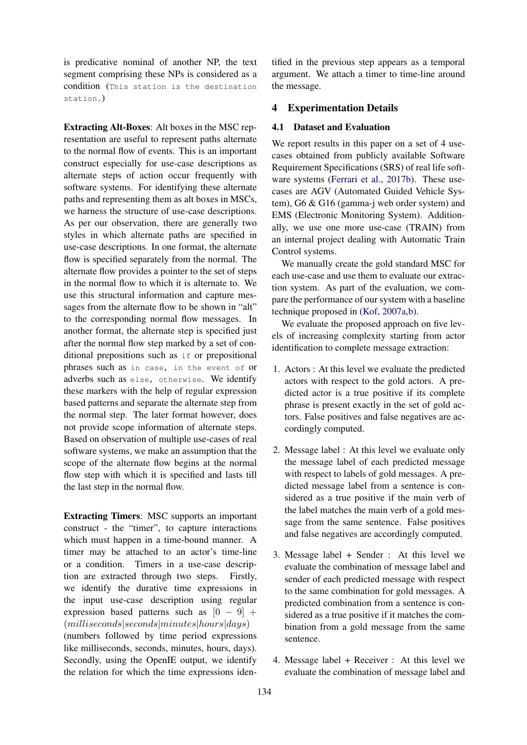is predicative nominal of another NP, the text segment comprising these NPs is considered as a condition (`This station is the destination station.`)

**Extracting Alt-Boxes**: Alt boxes in the MSC representation are useful to represent paths alternate to the normal flow of events. This is an important construct especially for use-case descriptions as alternate steps of action occur frequently with software systems. For identifying these alternate paths and representing them as alt boxes in MSCs, we harness the structure of use-case descriptions. As per our observation, there are generally two styles in which alternate paths are specified in use-case descriptions. In one format, the alternate flow is specified separately from the normal. The alternate flow provides a pointer to the set of steps in the normal flow to which it is alternate to. We use this structural information and capture messages from the alternate flow to be shown in "alt" to the corresponding normal flow messages. In another format, the alternate step is specified just after the normal flow step marked by a set of conditional prepositions such as `if` or prepositional phrases such as `in case`, `in the event of` or adverbs such as `else`, `otherwise`. We identify these markers with the help of regular expression based patterns and separate the alternate step from the normal step. The later format however, does not provide scope information of alternate steps. Based on observation of multiple use-cases of real software systems, we make an assumption that the scope of the alternate flow begins at the normal flow step with which it is specified and lasts till the last step in the normal flow.

**Extracting Timers**: MSC supports an important construct - the "timer", to capture interactions which must happen in a time-bound manner. A timer may be attached to an actor's time-line or a condition. Timers in a use-case description are extracted through two steps. Firstly, we identify the durative time expressions in the input use-case description using regular expression based patterns such as $[0-9]+(milliseconds|seconds|minutes|hours|days)$ (numbers followed by time period expressions like milliseconds, seconds, minutes, hours, days). Secondly, using the OpenIE output, we identify the relation for which the time expressions identified in the previous step appears as a temporal argument. We attach a timer to time-line around the message.

## 4 Experimentation Details

### 4.1 Dataset and Evaluation

We report results in this paper on a set of 4 use-cases obtained from publicly available Software Requirement Specifications (SRS) of real life software systems (Ferrari et al., 2017b). These use-cases are AGV (Automated Guided Vehicle System), G6 & G16 (gamma-j web order system) and EMS (Electronic Monitoring System). Additionally, we use one more use-case (TRAIN) from an internal project dealing with Automatic Train Control systems.

We manually create the gold standard MSC for each use-case and use them to evaluate our extraction system. As part of the evaluation, we compare the performance of our system with a baseline technique proposed in (Kof, 2007a,b).

We evaluate the proposed approach on five levels of increasing complexity starting from actor identification to complete message extraction:

1. Actors : At this level we evaluate the predicted actors with respect to the gold actors. A predicted actor is a true positive if its complete phrase is present exactly in the set of gold actors. False positives and false negatives are accordingly computed.

2. Message label : At this level we evaluate only the message label of each predicted message with respect to labels of gold messages. A predicted message label from a sentence is considered as a true positive if the main verb of the label matches the main verb of a gold message from the same sentence. False positives and false negatives are accordingly computed.

3. Message label + Sender : At this level we evaluate the combination of message label and sender of each predicted message with respect to the same combination for gold messages. A predicted combination from a sentence is considered as a true positive if it matches the combination from a gold message from the same sentence.

4. Message label + Receiver : At this level we evaluate the combination of message label and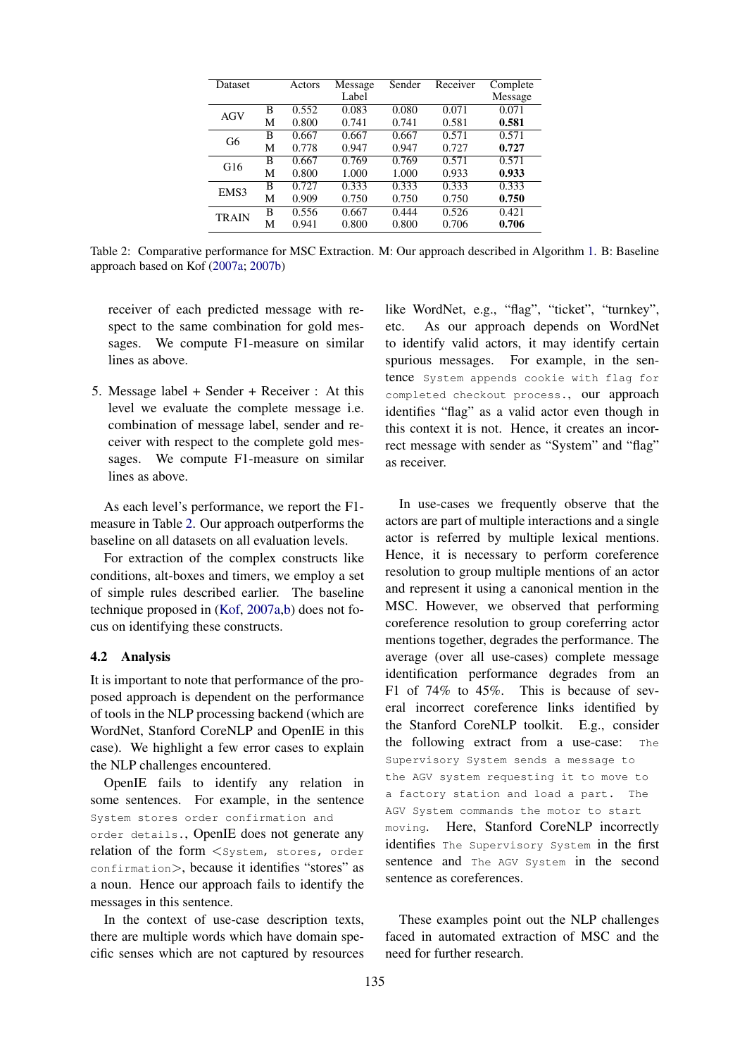| Dataset | | Actors | Message Label | Sender | Receiver | Complete Message |
|---|---|---|---|---|---|---|
| AGV | B | 0.552 | 0.083 | 0.080 | 0.071 | 0.071 |
| | M | 0.800 | 0.741 | 0.741 | 0.581 | **0.581** |
| G6 | B | 0.667 | 0.667 | 0.667 | 0.571 | 0.571 |
| | M | 0.778 | 0.947 | 0.947 | 0.727 | **0.727** |
| G16 | B | 0.667 | 0.769 | 0.769 | 0.571 | 0.571 |
| | M | 0.800 | 1.000 | 1.000 | 0.933 | **0.933** |
| EMS3 | B | 0.727 | 0.333 | 0.333 | 0.333 | 0.333 |
| | M | 0.909 | 0.750 | 0.750 | 0.750 | **0.750** |
| TRAIN | B | 0.556 | 0.667 | 0.444 | 0.526 | 0.421 |
| | M | 0.941 | 0.800 | 0.800 | 0.706 | **0.706** |

Table 2: Comparative performance for MSC Extraction. M: Our approach described in Algorithm 1. B: Baseline approach based on Kof (2007a; 2007b)

receiver of each predicted message with respect to the same combination for gold messages. We compute F1-measure on similar lines as above.

5. Message label + Sender + Receiver : At this level we evaluate the complete message i.e. combination of message label, sender and receiver with respect to the complete gold messages. We compute F1-measure on similar lines as above.

As each level's performance, we report the F1-measure in Table 2. Our approach outperforms the baseline on all datasets on all evaluation levels.

For extraction of the complex constructs like conditions, alt-boxes and timers, we employ a set of simple rules described earlier. The baseline technique proposed in (Kof, 2007a,b) does not focus on identifying these constructs.

## 4.2 Analysis

It is important to note that performance of the proposed approach is dependent on the performance of tools in the NLP processing backend (which are WordNet, Stanford CoreNLP and OpenIE in this case). We highlight a few error cases to explain the NLP challenges encountered.

OpenIE fails to identify any relation in some sentences. For example, in the sentence `System stores order confirmation and order details.`, OpenIE does not generate any relation of the form <`System, stores, order confirmation`>, because it identifies "stores" as a noun. Hence our approach fails to identify the messages in this sentence.

In the context of use-case description texts, there are multiple words which have domain specific senses which are not captured by resources like WordNet, e.g., "flag", "ticket", "turnkey", etc. As our approach depends on WordNet to identify valid actors, it may identify certain spurious messages. For example, in the sentence `System appends cookie with flag for completed checkout process.`, our approach identifies "flag" as a valid actor even though in this context it is not. Hence, it creates an incorrect message with sender as "System" and "flag" as receiver.

In use-cases we frequently observe that the actors are part of multiple interactions and a single actor is referred by multiple lexical mentions. Hence, it is necessary to perform coreference resolution to group multiple mentions of an actor and represent it using a canonical mention in the MSC. However, we observed that performing coreference resolution to group coreferring actor mentions together, degrades the performance. The average (over all use-cases) complete message identification performance degrades from an F1 of 74% to 45%. This is because of several incorrect coreference links identified by the Stanford CoreNLP toolkit. E.g., consider the following extract from a use-case: `The Supervisory System sends a message to the AGV system requesting it to move to a factory station and load a part. The AGV System commands the motor to start moving.` Here, Stanford CoreNLP incorrectly identifies `The Supervisory System` in the first sentence and `The AGV System` in the second sentence as coreferences.

These examples point out the NLP challenges faced in automated extraction of MSC and the need for further research.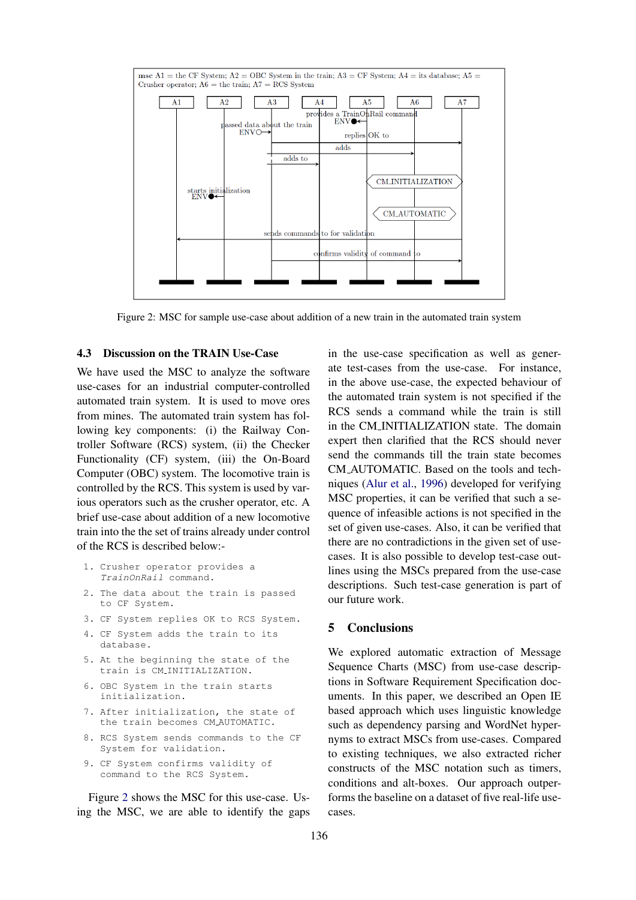Figure 2: MSC for sample use-case about addition of a new train in the automated train system

### 4.3 Discussion on the TRAIN Use-Case

We have used the MSC to analyze the software use-cases for an industrial computer-controlled automated train system. It is used to move ores from mines. The automated train system has following key components: (i) the Railway Controller Software (RCS) system, (ii) the Checker Functionality (CF) system, (iii) the On-Board Computer (OBC) system. The locomotive train is controlled by the RCS. This system is used by various operators such as the crusher operator, etc. A brief use-case about addition of a new locomotive train into the the set of trains already under control of the RCS is described below:-

```
1. Crusher operator provides a
   TrainOnRail command.
2. The data about the train is passed
   to CF System.
3. CF System replies OK to RCS System.
4. CF System adds the train to its
   database.
5. At the beginning the state of the
   train is CM_INITIALIZATION.
6. OBC System in the train starts
   initialization.
7. After initialization, the state of
   the train becomes CM_AUTOMATIC.
8. RCS System sends commands to the CF
   System for validation.
9. CF System confirms validity of
   command to the RCS System.
```

Figure 2 shows the MSC for this use-case. Using the MSC, we are able to identify the gaps in the use-case specification as well as generate test-cases from the use-case. For instance, in the above use-case, the expected behaviour of the automated train system is not specified if the RCS sends a command while the train is still in the CM_INITIALIZATION state. The domain expert then clarified that the RCS should never send the commands till the train state becomes CM_AUTOMATIC. Based on the tools and techniques (Alur et al., 1996) developed for verifying MSC properties, it can be verified that such a sequence of infeasible actions is not specified in the set of given use-cases. Also, it can be verified that there are no contradictions in the given set of use-cases. It is also possible to develop test-case outlines using the MSCs prepared from the use-case descriptions. Such test-case generation is part of our future work.

## 5 Conclusions

We explored automatic extraction of Message Sequence Charts (MSC) from use-case descriptions in Software Requirement Specification documents. In this paper, we described an Open IE based approach which uses linguistic knowledge such as dependency parsing and WordNet hypernyms to extract MSCs from use-cases. Compared to existing techniques, we also extracted richer constructs of the MSC notation such as timers, conditions and alt-boxes. Our approach outperforms the baseline on a dataset of five real-life use-cases.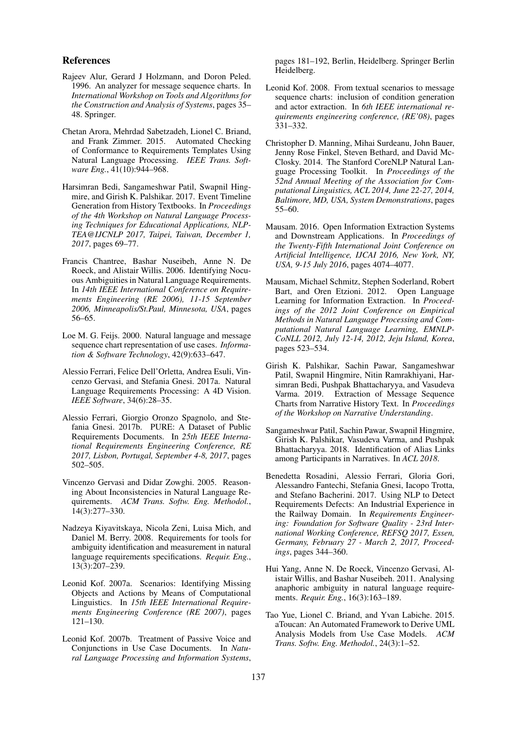## References

Rajeev Alur, Gerard J Holzmann, and Doron Peled. 1996. An analyzer for message sequence charts. In *International Workshop on Tools and Algorithms for the Construction and Analysis of Systems*, pages 35–48. Springer.

Chetan Arora, Mehrdad Sabetzadeh, Lionel C. Briand, and Frank Zimmer. 2015. Automated Checking of Conformance to Requirements Templates Using Natural Language Processing. *IEEE Trans. Software Eng.*, 41(10):944–968.

Harsimran Bedi, Sangameshwar Patil, Swapnil Hingmire, and Girish K. Palshikar. 2017. Event Timeline Generation from History Textbooks. In *Proceedings of the 4th Workshop on Natural Language Processing Techniques for Educational Applications, NLP-TEA@IJCNLP 2017, Taipei, Taiwan, December 1, 2017*, pages 69–77.

Francis Chantree, Bashar Nuseibeh, Anne N. De Roeck, and Alistair Willis. 2006. Identifying Nocuous Ambiguities in Natural Language Requirements. In *14th IEEE International Conference on Requirements Engineering (RE 2006), 11-15 September 2006, Minneapolis/St.Paul, Minnesota, USA*, pages 56–65.

Loe M. G. Feijs. 2000. Natural language and message sequence chart representation of use cases. *Information & Software Technology*, 42(9):633–647.

Alessio Ferrari, Felice Dell'Orletta, Andrea Esuli, Vincenzo Gervasi, and Stefania Gnesi. 2017a. Natural Language Requirements Processing: A 4D Vision. *IEEE Software*, 34(6):28–35.

Alessio Ferrari, Giorgio Oronzo Spagnolo, and Stefania Gnesi. 2017b. PURE: A Dataset of Public Requirements Documents. In *25th IEEE International Requirements Engineering Conference, RE 2017, Lisbon, Portugal, September 4-8, 2017*, pages 502–505.

Vincenzo Gervasi and Didar Zowghi. 2005. Reasoning About Inconsistencies in Natural Language Requirements. *ACM Trans. Softw. Eng. Methodol.*, 14(3):277–330.

Nadzeya Kiyavitskaya, Nicola Zeni, Luisa Mich, and Daniel M. Berry. 2008. Requirements for tools for ambiguity identification and measurement in natural language requirements specifications. *Requir. Eng.*, 13(3):207–239.

Leonid Kof. 2007a. Scenarios: Identifying Missing Objects and Actions by Means of Computational Linguistics. In *15th IEEE International Requirements Engineering Conference (RE 2007)*, pages 121–130.

Leonid Kof. 2007b. Treatment of Passive Voice and Conjunctions in Use Case Documents. In *Natural Language Processing and Information Systems*, pages 181–192, Berlin, Heidelberg. Springer Berlin Heidelberg.

Leonid Kof. 2008. From textual scenarios to message sequence charts: inclusion of condition generation and actor extraction. In *6th IEEE international requirements engineering conference, (RE'08)*, pages 331–332.

Christopher D. Manning, Mihai Surdeanu, John Bauer, Jenny Rose Finkel, Steven Bethard, and David McClosky. 2014. The Stanford CoreNLP Natural Language Processing Toolkit. In *Proceedings of the 52nd Annual Meeting of the Association for Computational Linguistics, ACL 2014, June 22-27, 2014, Baltimore, MD, USA, System Demonstrations*, pages 55–60.

Mausam. 2016. Open Information Extraction Systems and Downstream Applications. In *Proceedings of the Twenty-Fifth International Joint Conference on Artificial Intelligence, IJCAI 2016, New York, NY, USA, 9-15 July 2016*, pages 4074–4077.

Mausam, Michael Schmitz, Stephen Soderland, Robert Bart, and Oren Etzioni. 2012. Open Language Learning for Information Extraction. In *Proceedings of the 2012 Joint Conference on Empirical Methods in Natural Language Processing and Computational Natural Language Learning, EMNLP-CoNLL 2012, July 12-14, 2012, Jeju Island, Korea*, pages 523–534.

Girish K. Palshikar, Sachin Pawar, Sangameshwar Patil, Swapnil Hingmire, Nitin Ramrakhiyani, Harsimran Bedi, Pushpak Bhattacharyya, and Vasudeva Varma. 2019. Extraction of Message Sequence Charts from Narrative History Text. In *Proceedings of the Workshop on Narrative Understanding*.

Sangameshwar Patil, Sachin Pawar, Swapnil Hingmire, Girish K. Palshikar, Vasudeva Varma, and Pushpak Bhattacharyya. 2018. Identification of Alias Links among Participants in Narratives. In *ACL 2018*.

Benedetta Rosadini, Alessio Ferrari, Gloria Gori, Alessandro Fantechi, Stefania Gnesi, Iacopo Trotta, and Stefano Bacherini. 2017. Using NLP to Detect Requirements Defects: An Industrial Experience in the Railway Domain. In *Requirements Engineering: Foundation for Software Quality - 23rd International Working Conference, REFSQ 2017, Essen, Germany, February 27 - March 2, 2017, Proceedings*, pages 344–360.

Hui Yang, Anne N. De Roeck, Vincenzo Gervasi, Alistair Willis, and Bashar Nuseibeh. 2011. Analysing anaphoric ambiguity in natural language requirements. *Requir. Eng.*, 16(3):163–189.

Tao Yue, Lionel C. Briand, and Yvan Labiche. 2015. aToucan: An Automated Framework to Derive UML Analysis Models from Use Case Models. *ACM Trans. Softw. Eng. Methodol.*, 24(3):1–52.